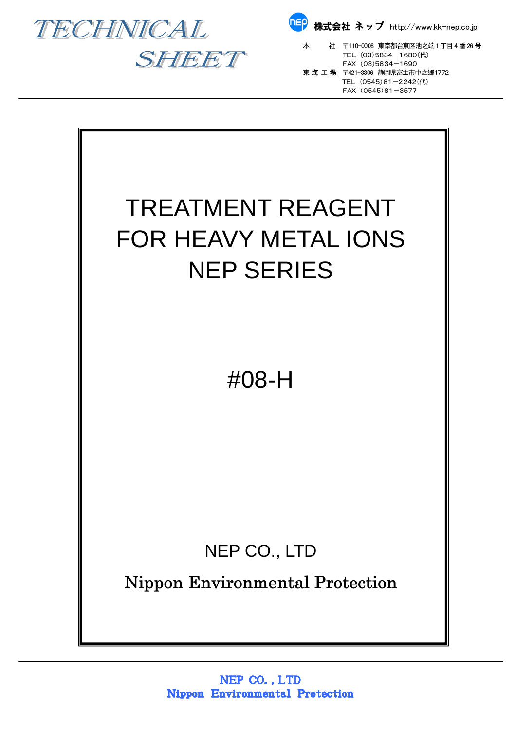# TECHNICAL SHEET

株式会社 ネップ http://www.kk-nep.co.jp

本　　社　〒110-0008 東京都台東区池之端１丁目４番26号
TEL (03)5834−1680(代)
FAX (03)5834−1690

東海工場　〒421-3306 静岡県富士市中之郷1772
TEL (0545)81−2242(代)
FAX (0545)81−3577

# TREATMENT REAGENT FOR HEAVY METAL IONS NEP SERIES

## #08-H

NEP CO., LTD

Nippon Environmental Protection

NEP CO., LTD
Nippon Environmental Protection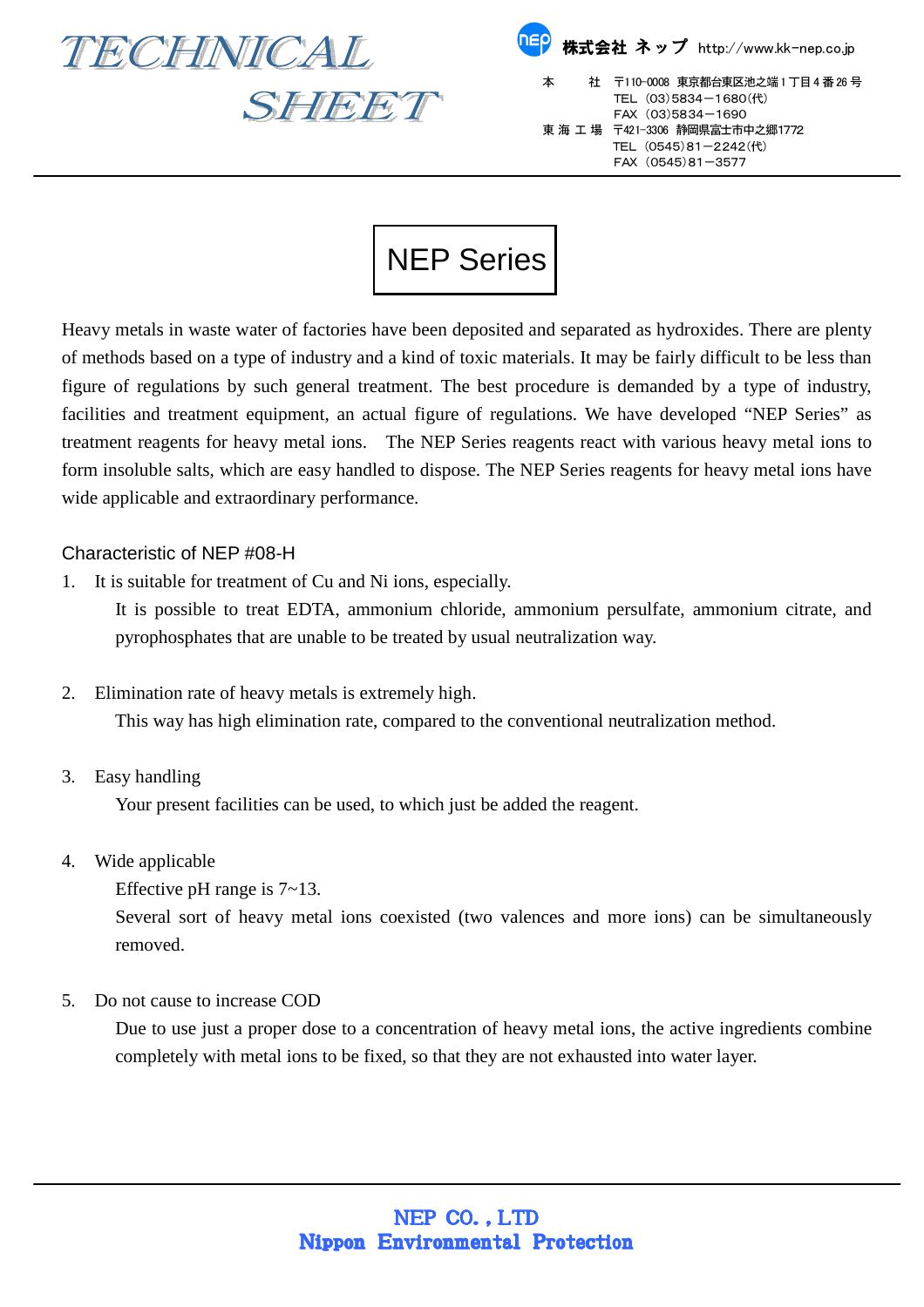# TECHNICAL SHEET

株式会社 ネップ http://www.kk-nep.co.jp

本　　社　〒110-0008 東京都台東区池之端１丁目４番26号
TEL (03)5834－1680(代)
FAX (03)5834－1690
東 海 工 場　〒421-3306 静岡県富士市中之郷1772
TEL (0545)81－2242(代)
FAX (0545)81－3577

## NEP Series

Heavy metals in waste water of factories have been deposited and separated as hydroxides. There are plenty of methods based on a type of industry and a kind of toxic materials. It may be fairly difficult to be less than figure of regulations by such general treatment. The best procedure is demanded by a type of industry, facilities and treatment equipment, an actual figure of regulations. We have developed “NEP Series” as treatment reagents for heavy metal ions. The NEP Series reagents react with various heavy metal ions to form insoluble salts, which are easy handled to dispose. The NEP Series reagents for heavy metal ions have wide applicable and extraordinary performance.

### Characteristic of NEP #08-H

1. It is suitable for treatment of Cu and Ni ions, especially.
   It is possible to treat EDTA, ammonium chloride, ammonium persulfate, ammonium citrate, and pyrophosphates that are unable to be treated by usual neutralization way.

2. Elimination rate of heavy metals is extremely high.
   This way has high elimination rate, compared to the conventional neutralization method.

3. Easy handling
   Your present facilities can be used, to which just be added the reagent.

4. Wide applicable
   Effective pH range is 7~13.
   Several sort of heavy metal ions coexisted (two valences and more ions) can be simultaneously removed.

5. Do not cause to increase COD
   Due to use just a proper dose to a concentration of heavy metal ions, the active ingredients combine completely with metal ions to be fixed, so that they are not exhausted into water layer.

NEP CO., LTD
Nippon Environmental Protection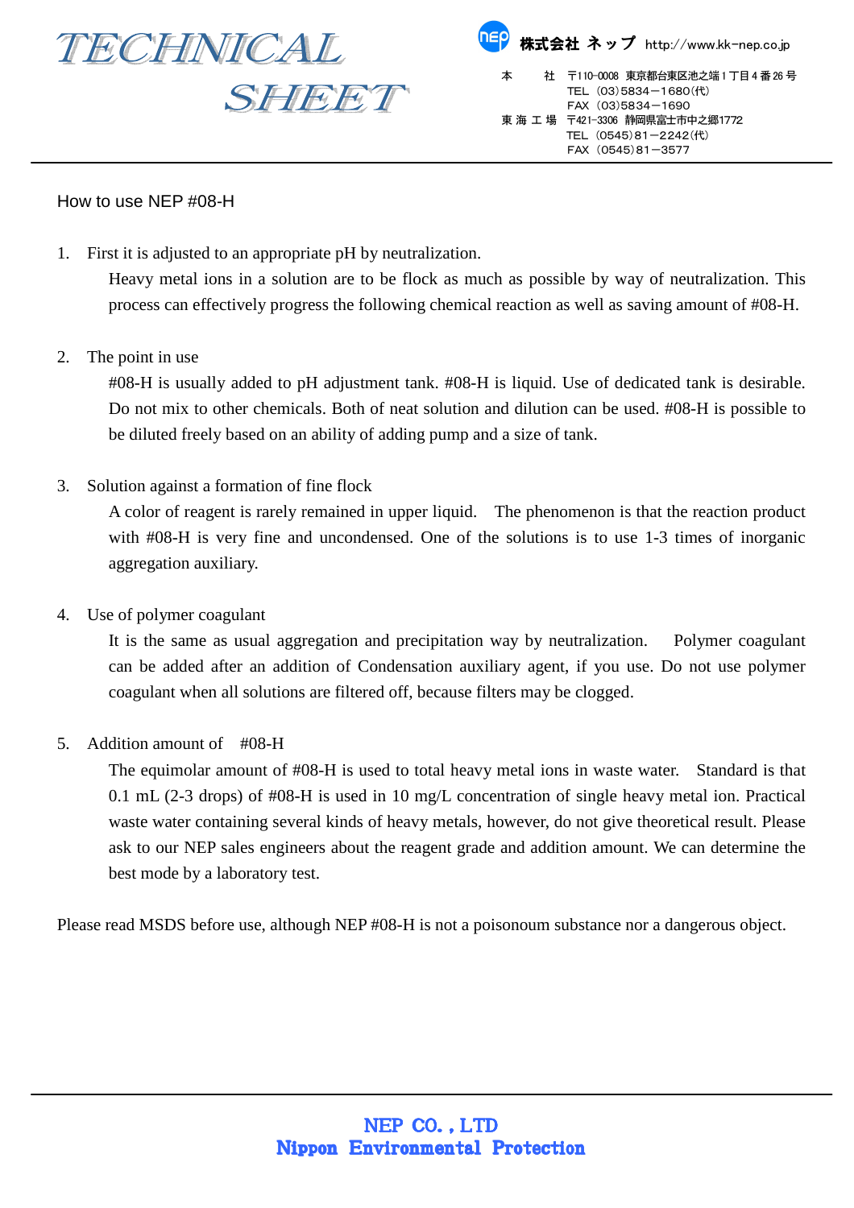# TECHNICAL SHEET

株式会社 ネップ http://www.kk-nep.co.jp

本　　社　〒110-0008 東京都台東区池之端１丁目４番 26 号
TEL (03)5834－1680(代)
FAX (03)5834－1690

東海工場　〒421-3306 静岡県富士市中之郷1772
TEL (0545)81－2242(代)
FAX (0545)81－3577

## How to use NEP #08-H

1. First it is adjusted to an appropriate pH by neutralization.

   Heavy metal ions in a solution are to be flock as much as possible by way of neutralization. This process can effectively progress the following chemical reaction as well as saving amount of #08-H.

2. The point in use

   #08-H is usually added to pH adjustment tank. #08-H is liquid. Use of dedicated tank is desirable. Do not mix to other chemicals. Both of neat solution and dilution can be used. #08-H is possible to be diluted freely based on an ability of adding pump and a size of tank.

3. Solution against a formation of fine flock

   A color of reagent is rarely remained in upper liquid.　The phenomenon is that the reaction product with #08-H is very fine and uncondensed. One of the solutions is to use 1-3 times of inorganic aggregation auxiliary.

4. Use of polymer coagulant

   It is the same as usual aggregation and precipitation way by neutralization.　Polymer coagulant can be added after an addition of Condensation auxiliary agent, if you use. Do not use polymer coagulant when all solutions are filtered off, because filters may be clogged.

5. Addition amount of　#08-H

   The equimolar amount of #08-H is used to total heavy metal ions in waste water.　Standard is that 0.1 mL (2-3 drops) of #08-H is used in 10 mg/L concentration of single heavy metal ion. Practical waste water containing several kinds of heavy metals, however, do not give theoretical result. Please ask to our NEP sales engineers about the reagent grade and addition amount. We can determine the best mode by a laboratory test.

Please read MSDS before use, although NEP #08-H is not a poisonoum substance nor a dangerous object.

**NEP CO., LTD**
**Nippon Environmental Protection**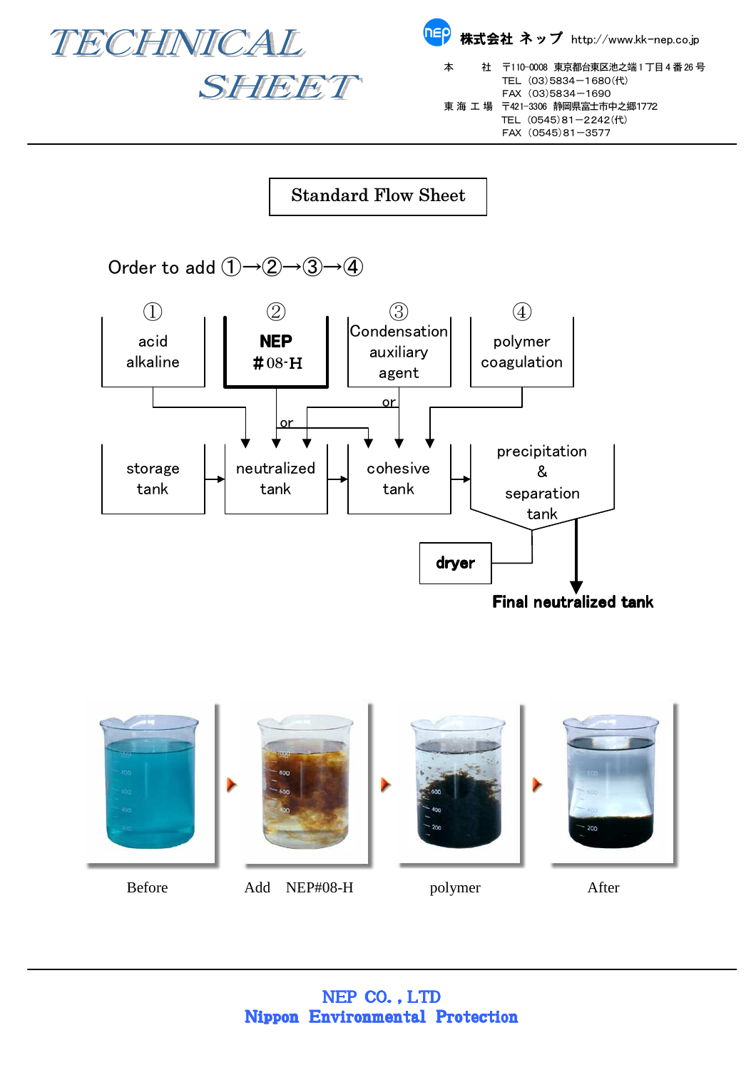# TECHNICAL SHEET

株式会社 ネップ http://www.kk-nep.co.jp

本　　社　〒110-0008 東京都台東区池之端１丁目４番26号
TEL (03)5834－1680(代)
FAX (03)5834－1690

東海工場　〒421-3306 静岡県富士市中之郷1772
TEL (0545)81－2242(代)
FAX (0545)81－3577

## Standard Flow Sheet

Order to add ①→②→③→④

① acid alkaline

② NEP #08-H

③ Condensation auxiliary agent

④ polymer coagulation

or

or

storage tank

neutralized tank

cohesive tank

precipitation & separation tank

dryer

Final neutralized tank

Before

Add NEP#08-H

polymer

After

**NEP CO., LTD**
**Nippon Environmental Protection**